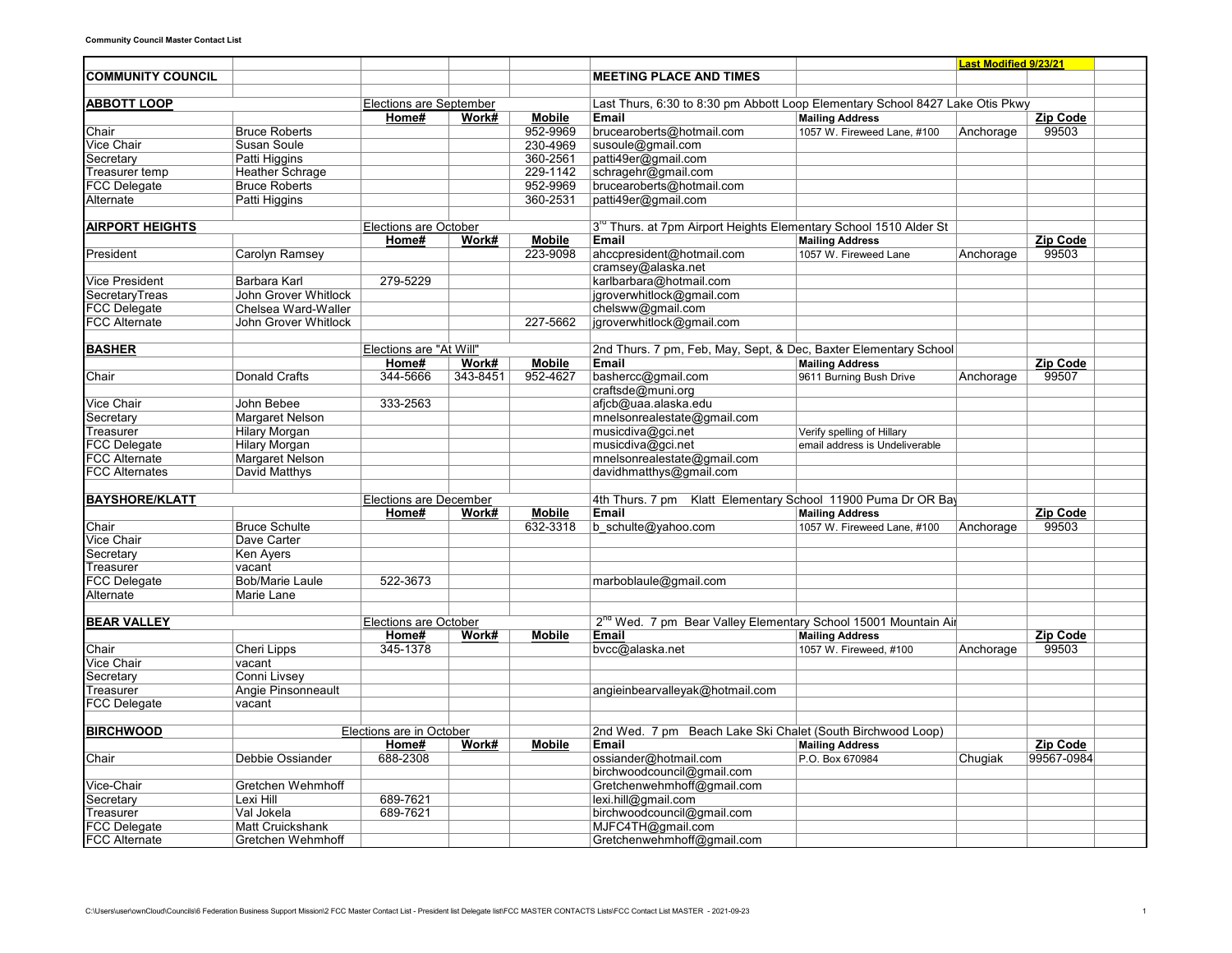**Community Council Master Contact List**

| | | | | | | | | | |
|---|---|---|---|---|---|---|---|---|---|
| | | | | | | | Last Modified 9/23/21 | | |
| **COMMUNITY COUNCIL** | | | | | **MEETING PLACE AND TIMES** | | | | |
| | | | | | | | | | |
| **ABBOTT LOOP** | | Elections are September | | | Last Thurs, 6:30 to 8:30 pm Abbott Loop Elementary School 8427 Lake Otis Pkwy | | | | |
| | | **Home#** | **Work#** | **Mobile** | **Email** | **Mailing Address** | | **Zip Code** | |
| Chair | Bruce Roberts | | | 952-9969 | brucearoberts@hotmail.com | 1057 W. Fireweed Lane, #100 | Anchorage | 99503 | |
| Vice Chair | Susan Soule | | | 230-4969 | susoule@gmail.com | | | | |
| Secretary | Patti Higgins | | | 360-2561 | patti49er@gmail.com | | | | |
| Treasurer temp | Heather Schrage | | | 229-1142 | schragehr@gmail.com | | | | |
| FCC Delegate | Bruce Roberts | | | 952-9969 | brucearoberts@hotmail.com | | | | |
| Alternate | Patti Higgins | | | 360-2531 | patti49er@gmail.com | | | | |
| | | | | | | | | | |
| **AIRPORT HEIGHTS** | | Elections are October | | | 3rd Thurs. at 7pm Airport Heights Elementary School 1510 Alder St | | | | |
| | | **Home#** | **Work#** | **Mobile** | **Email** | **Mailing Address** | | **Zip Code** | |
| President | Carolyn Ramsey | | | 223-9098 | ahccpresident@hotmail.com | 1057 W. Fireweed Lane | Anchorage | 99503 | |
| | | | | | cramsey@alaska.net | | | | |
| Vice President | Barbara Karl | 279-5229 | | | karlbarbara@hotmail.com | | | | |
| SecretaryTreas | John Grover Whitlock | | | | jgroverwhitlock@gmail.com | | | | |
| FCC Delegate | Chelsea Ward-Waller | | | | chelsww@gmail.com | | | | |
| FCC Alternate | John Grover Whitlock | | | 227-5662 | jgroverwhitlock@gmail.com | | | | |
| | | | | | | | | | |
| **BASHER** | | Elections are "At Will" | | | 2nd Thurs. 7 pm, Feb, May, Sept, & Dec, Baxter Elementary School | | | | |
| | | **Home#** | **Work#** | **Mobile** | **Email** | **Mailing Address** | | **Zip Code** | |
| Chair | Donald Crafts | 344-5666 | 343-8451 | 952-4627 | bashercc@gmail.com | 9611 Burning Bush Drive | Anchorage | 99507 | |
| | | | | | craftsde@muni.org | | | | |
| Vice Chair | John Bebee | 333-2563 | | | afjcb@uaa.alaska.edu | | | | |
| Secretary | Margaret Nelson | | | | mnelsonrealestate@gmail.com | | | | |
| Treasurer | Hilary Morgan | | | | musicdiva@gci.net | Verify spelling of Hillary | | | |
| FCC Delegate | Hilary Morgan | | | | musicdiva@gci.net | email address is Undeliverable | | | |
| FCC Alternate | Margaret Nelson | | | | mnelsonrealestate@gmail.com | | | | |
| FCC Alternates | David Matthys | | | | davidhmatthys@gmail.com | | | | |
| | | | | | | | | | |
| **BAYSHORE/KLATT** | | Elections are December | | | 4th Thurs. 7 pm Klatt Elementary School 11900 Puma Dr OR Bay | | | | |
| | | **Home#** | **Work#** | **Mobile** | **Email** | **Mailing Address** | | **Zip Code** | |
| Chair | Bruce Schulte | | | 632-3318 | b_schulte@yahoo.com | 1057 W. Fireweed Lane, #100 | Anchorage | 99503 | |
| Vice Chair | Dave Carter | | | | | | | | |
| Secretary | Ken Ayers | | | | | | | | |
| Treasurer | vacant | | | | | | | | |
| FCC Delegate | Bob/Marie Laule | 522-3673 | | | marboblaule@gmail.com | | | | |
| Alternate | Marie Lane | | | | | | | | |
| | | | | | | | | | |
| **BEAR VALLEY** | | Elections are October | | | 2nd Wed. 7 pm Bear Valley Elementary School 15001 Mountain Air | | | | |
| | | **Home#** | **Work#** | **Mobile** | **Email** | **Mailing Address** | | **Zip Code** | |
| Chair | Cheri Lipps | 345-1378 | | | bvcc@alaska.net | 1057 W. Fireweed, #100 | Anchorage | 99503 | |
| Vice Chair | vacant | | | | | | | | |
| Secretary | Conni Livsey | | | | | | | | |
| Treasurer | Angie Pinsonneault | | | | angieinbearvalleyak@hotmail.com | | | | |
| FCC Delegate | vacant | | | | | | | | |
| | | | | | | | | | |
| **BIRCHWOOD** | | Elections are in October | | | 2nd Wed. 7 pm Beach Lake Ski Chalet (South Birchwood Loop) | | | | |
| | | **Home#** | **Work#** | **Mobile** | **Email** | **Mailing Address** | | **Zip Code** | |
| Chair | Debbie Ossiander | 688-2308 | | | ossiander@hotmail.com | P.O. Box 670984 | Chugiak | 99567-0984 | |
| | | | | | birchwoodcouncil@gmail.com | | | | |
| Vice-Chair | Gretchen Wehmhoff | | | | Gretchenwehmhoff@gmail.com | | | | |
| Secretary | Lexi Hill | 689-7621 | | | lexi.hill@gmail.com | | | | |
| Treasurer | Val Jokela | 689-7621 | | | birchwoodcouncil@gmail.com | | | | |
| FCC Delegate | Matt Cruickshank | | | | MJFC4TH@gmail.com | | | | |
| FCC Alternate | Gretchen Wehmhoff | | | | Gretchenwehmhoff@gmail.com | | | | |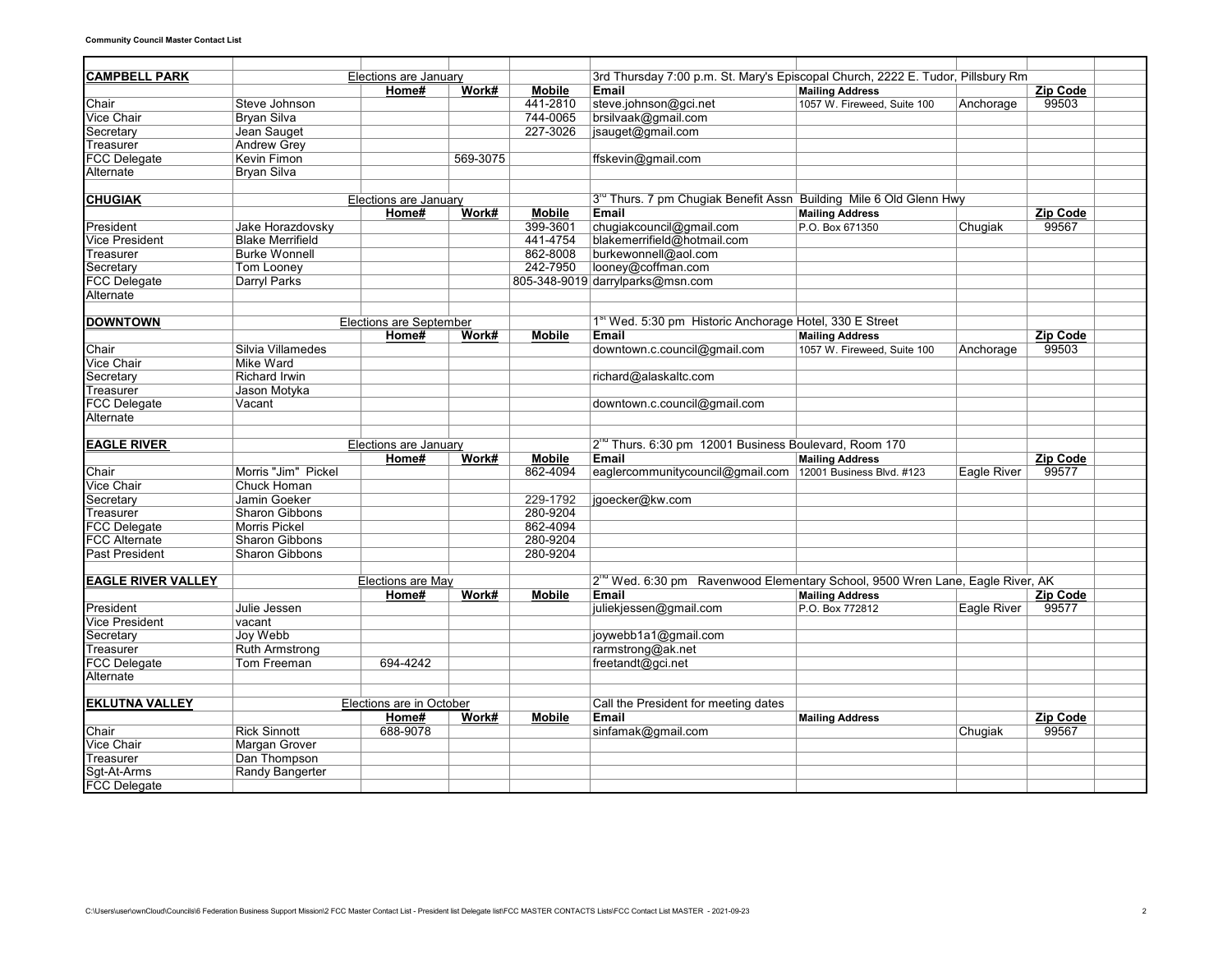**Community Council Master Contact List**

| | | | | | | | | |
|---|---|---|---|---|---|---|---|---|
| **CAMPBELL PARK** | | Elections are January | | | 3rd Thursday 7:00 p.m. St. Mary's Episcopal Church, 2222 E. Tudor, Pillsbury Rm | | | |
| | | **Home#** | **Work#** | **Mobile** | **Email** | **Mailing Address** | | **Zip Code** |
| Chair | Steve Johnson | | | 441-2810 | steve.johnson@gci.net | 1057 W. Fireweed, Suite 100 | Anchorage | 99503 |
| Vice Chair | Bryan Silva | | | 744-0065 | brsilvaak@gmail.com | | | |
| Secretary | Jean Sauget | | | 227-3026 | jsauget@gmail.com | | | |
| Treasurer | Andrew Grey | | | | | | | |
| FCC Delegate | Kevin Fimon | | 569-3075 | | ffskevin@gmail.com | | | |
| Alternate | Bryan Silva | | | | | | | |
| | | | | | | | | |
| **CHUGIAK** | | Elections are January | | | 3rd Thurs. 7 pm Chugiak Benefit Assn Building Mile 6 Old Glenn Hwy | | | |
| | | **Home#** | **Work#** | **Mobile** | **Email** | **Mailing Address** | | **Zip Code** |
| President | Jake Horazdovsky | | | 399-3601 | chugiakcouncil@gmail.com | P.O. Box 671350 | Chugiak | 99567 |
| Vice President | Blake Merrifield | | | 441-4754 | blakemerrifield@hotmail.com | | | |
| Treasurer | Burke Wonnell | | | 862-8008 | burkewonnell@aol.com | | | |
| Secretary | Tom Looney | | | 242-7950 | looney@coffman.com | | | |
| FCC Delegate | Darryl Parks | | | 805-348-9019 | darrylparks@msn.com | | | |
| Alternate | | | | | | | | |
| | | | | | | | | |
| **DOWNTOWN** | | Elections are September | | | 1st Wed. 5:30 pm Historic Anchorage Hotel, 330 E Street | | | |
| | | **Home#** | **Work#** | **Mobile** | **Email** | **Mailing Address** | | **Zip Code** |
| Chair | Silvia Villamedes | | | | downtown.c.council@gmail.com | 1057 W. Fireweed, Suite 100 | Anchorage | 99503 |
| Vice Chair | Mike Ward | | | | | | | |
| Secretary | Richard Irwin | | | | richard@alaskaltc.com | | | |
| Treasurer | Jason Motyka | | | | | | | |
| FCC Delegate | Vacant | | | | downtown.c.council@gmail.com | | | |
| Alternate | | | | | | | | |
| | | | | | | | | |
| **EAGLE RIVER** | | Elections are January | | | 2nd Thurs. 6:30 pm 12001 Business Boulevard, Room 170 | | | |
| | | **Home#** | **Work#** | **Mobile** | **Email** | **Mailing Address** | | **Zip Code** |
| Chair | Morris "Jim" Pickel | | | 862-4094 | eaglercommunitycouncil@gmail.com | 12001 Business Blvd. #123 | Eagle River | 99577 |
| Vice Chair | Chuck Homan | | | | | | | |
| Secretary | Jamin Goeker | | | 229-1792 | jgoecker@kw.com | | | |
| Treasurer | Sharon Gibbons | | | 280-9204 | | | | |
| FCC Delegate | Morris Pickel | | | 862-4094 | | | | |
| FCC Alternate | Sharon Gibbons | | | 280-9204 | | | | |
| Past President | Sharon Gibbons | | | 280-9204 | | | | |
| | | | | | | | | |
| **EAGLE RIVER VALLEY** | | Elections are May | | | 2nd Wed. 6:30 pm Ravenwood Elementary School, 9500 Wren Lane, Eagle River, AK | | | |
| | | **Home#** | **Work#** | **Mobile** | **Email** | **Mailing Address** | | **Zip Code** |
| President | Julie Jessen | | | | juliekjessen@gmail.com | P.O. Box 772812 | Eagle River | 99577 |
| Vice President | vacant | | | | | | | |
| Secretary | Joy Webb | | | | joywebb1a1@gmail.com | | | |
| Treasurer | Ruth Armstrong | | | | rarmstrong@ak.net | | | |
| FCC Delegate | Tom Freeman | 694-4242 | | | freetandt@gci.net | | | |
| Alternate | | | | | | | | |
| | | | | | | | | |
| **EKLUTNA VALLEY** | | Elections are in October | | | Call the President for meeting dates | | | |
| | | **Home#** | **Work#** | **Mobile** | **Email** | **Mailing Address** | | **Zip Code** |
| Chair | Rick Sinnott | 688-9078 | | | sinfamak@gmail.com | | Chugiak | 99567 |
| Vice Chair | Margan Grover | | | | | | | |
| Treasurer | Dan Thompson | | | | | | | |
| Sgt-At-Arms | Randy Bangerter | | | | | | | |
| FCC Delegate | | | | | | | | |

C:\Users\user\ownCloud\Councils\6 Federation Business Support Mission\2 FCC Master Contact List - President list Delegate list\FCC MASTER CONTACTS Lists\FCC Contact List MASTER - 2021-09-23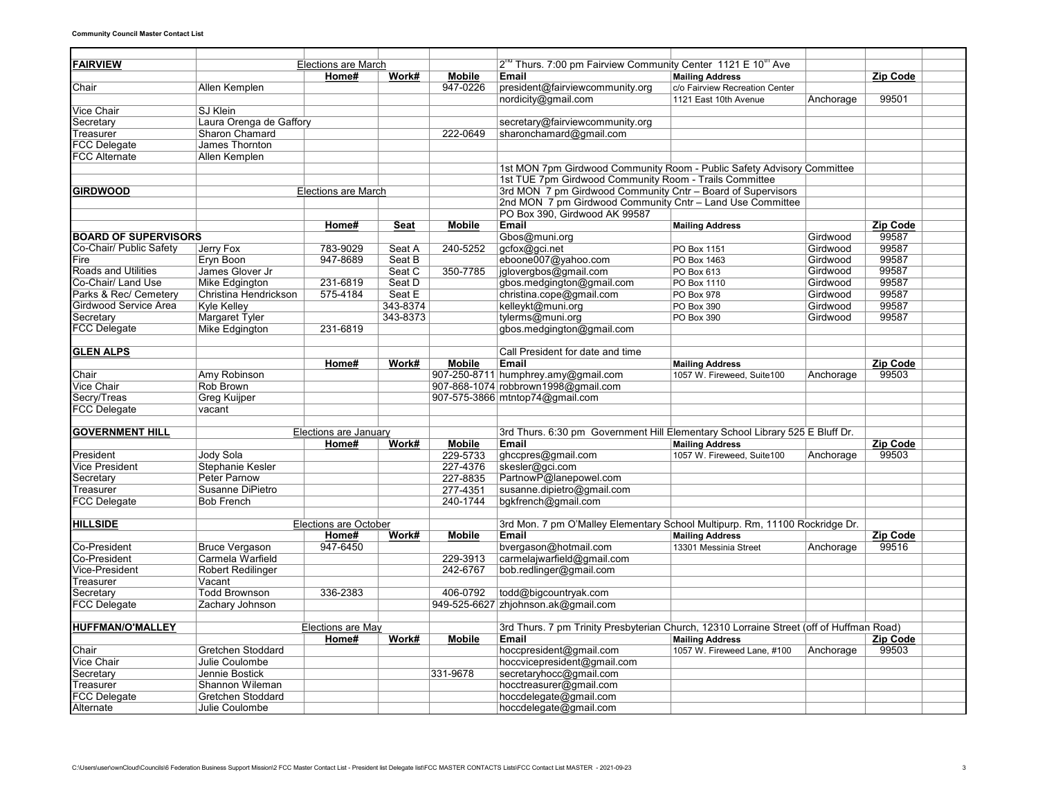**Community Council Master Contact List**

| | | | | | | | | | |
|---|---|---|---|---|---|---|---|---|---|
| **FAIRVIEW** | | Elections are March | | | 2nd Thurs. 7:00 pm Fairview Community Center 1121 E 10th Ave | | | | |
| | | **Home#** | **Work#** | **Mobile** | **Email** | **Mailing Address** | | **Zip Code** | |
| Chair | Allen Kemplen | | | 947-0226 | president@fairviewcommunity.org | c/o Fairview Recreation Center | | | |
| | | | | | nordicity@gmail.com | 1121 East 10th Avenue | Anchorage | 99501 | |
| Vice Chair | SJ Klein | | | | | | | | |
| Secretary | Laura Orenga de Gaffory | | | | secretary@fairviewcommunity.org | | | | |
| Treasurer | Sharon Chamard | | | 222-0649 | sharonchamard@gmail.com | | | | |
| FCC Delegate | James Thornton | | | | | | | | |
| FCC Alternate | Allen Kemplen | | | | | | | | |
| | | | | | 1st MON 7pm Girdwood Community Room - Public Safety Advisory Committee | | | | |
| | | | | | 1st TUE 7pm Girdwood Community Room - Trails Committee | | | | |
| **GIRDWOOD** | | Elections are March | | | 3rd MON 7 pm Girdwood Community Cntr – Board of Supervisors | | | | |
| | | | | | 2nd MON 7 pm Girdwood Community Cntr – Land Use Committee | | | | |
| | | | | | PO Box 390, Girdwood AK 99587 | | | | |
| | | **Home#** | **Seat** | **Mobile** | **Email** | **Mailing Address** | | **Zip Code** | |
| **BOARD OF SUPERVISORS** | | | | | Gbos@muni.org | | Girdwood | 99587 | |
| Co-Chair/ Public Safety | Jerry Fox | 783-9029 | Seat A | 240-5252 | gcfox@gci.net | PO Box 1151 | Girdwood | 99587 | |
| Fire | Eryn Boon | 947-8689 | Seat B | | eboone007@yahoo.com | PO Box 1463 | Girdwood | 99587 | |
| Roads and Utilities | James Glover Jr | | Seat C | 350-7785 | jglovergbos@gmail.com | PO Box 613 | Girdwood | 99587 | |
| Co-Chair/ Land Use | Mike Edgington | 231-6819 | Seat D | | gbos.medgington@gmail.com | PO Box 1110 | Girdwood | 99587 | |
| Parks & Rec/ Cemetery | Christina Hendrickson | 575-4184 | Seat E | | christina.cope@gmail.com | PO Box 978 | Girdwood | 99587 | |
| Girdwood Service Area | Kyle Kelley | | 343-8374 | | kelleykt@muni.org | PO Box 390 | Girdwood | 99587 | |
| Secretary | Margaret Tyler | | 343-8373 | | tylerms@muni.org | PO Box 390 | Girdwood | 99587 | |
| FCC Delegate | Mike Edgington | 231-6819 | | | gbos.medgington@gmail.com | | | | |
| | | | | | | | | | |
| **GLEN ALPS** | | | | | Call President for date and time | | | | |
| | | **Home#** | **Work#** | **Mobile** | **Email** | **Mailing Address** | | **Zip Code** | |
| Chair | Amy Robinson | | | 907-250-8711 | humphrey.amy@gmail.com | 1057 W. Fireweed, Suite100 | Anchorage | 99503 | |
| Vice Chair | Rob Brown | | | 907-868-1074 | robbrown1998@gmail.com | | | | |
| Secry/Treas | Greg Kuijper | | | 907-575-3866 | mtntop74@gmail.com | | | | |
| FCC Delegate | vacant | | | | | | | | |
| | | | | | | | | | |
| **GOVERNMENT HILL** | | Elections are January | | | 3rd Thurs. 6:30 pm Government Hill Elementary School Library 525 E Bluff Dr. | | | | |
| | | **Home#** | **Work#** | **Mobile** | **Email** | **Mailing Address** | | **Zip Code** | |
| President | Jody Sola | | | 229-5733 | ghccpres@gmail.com | 1057 W. Fireweed, Suite100 | Anchorage | 99503 | |
| Vice President | Stephanie Kesler | | | 227-4376 | skesler@gci.com | | | | |
| Secretary | Peter Parnow | | | 227-8835 | PartnowP@lanepowel.com | | | | |
| Treasurer | Susanne DiPietro | | | 277-4351 | susanne.dipietro@gmail.com | | | | |
| FCC Delegate | Bob French | | | 240-1744 | bgkfrench@gmail.com | | | | |
| | | | | | | | | | |
| **HILLSIDE** | | Elections are October | | | 3rd Mon. 7 pm O'Malley Elementary School Multipurp. Rm, 11100 Rockridge Dr. | | | | |
| | | **Home#** | **Work#** | **Mobile** | **Email** | **Mailing Address** | | **Zip Code** | |
| Co-President | Bruce Vergason | 947-6450 | | | bvergason@hotmail.com | 13301 Messinia Street | Anchorage | 99516 | |
| Co-President | Carmela Warfield | | | 229-3913 | carmelajwarfield@gmail.com | | | | |
| Vice-President | Robert Redilinger | | | 242-6767 | bob.redlinger@gmail.com | | | | |
| Treasurer | Vacant | | | | | | | | |
| Secretary | Todd Brownson | 336-2383 | | 406-0792 | todd@bigcountryak.com | | | | |
| FCC Delegate | Zachary Johnson | | | 949-525-6627 | zhjohnson.ak@gmail.com | | | | |
| | | | | | | | | | |
| **HUFFMAN/O'MALLEY** | | Elections are May | | | 3rd Thurs. 7 pm Trinity Presbyterian Church, 12310 Lorraine Street (off of Huffman Road) | | | | |
| | | **Home#** | **Work#** | **Mobile** | **Email** | **Mailing Address** | | **Zip Code** | |
| Chair | Gretchen Stoddard | | | | hoccpresident@gmail.com | 1057 W. Fireweed Lane, #100 | Anchorage | 99503 | |
| Vice Chair | Julie Coulombe | | | | hoccvicepresident@gmail.com | | | | |
| Secretary | Jennie Bostick | | | 331-9678 | secretaryhocc@gmail.com | | | | |
| Treasurer | Shannon Wileman | | | | hocctreasurer@gmail.com | | | | |
| FCC Delegate | Gretchen Stoddard | | | | hoccdelegate@gmail.com | | | | |
| Alternate | Julie Coulombe | | | | hoccdelegate@gmail.com | | | | |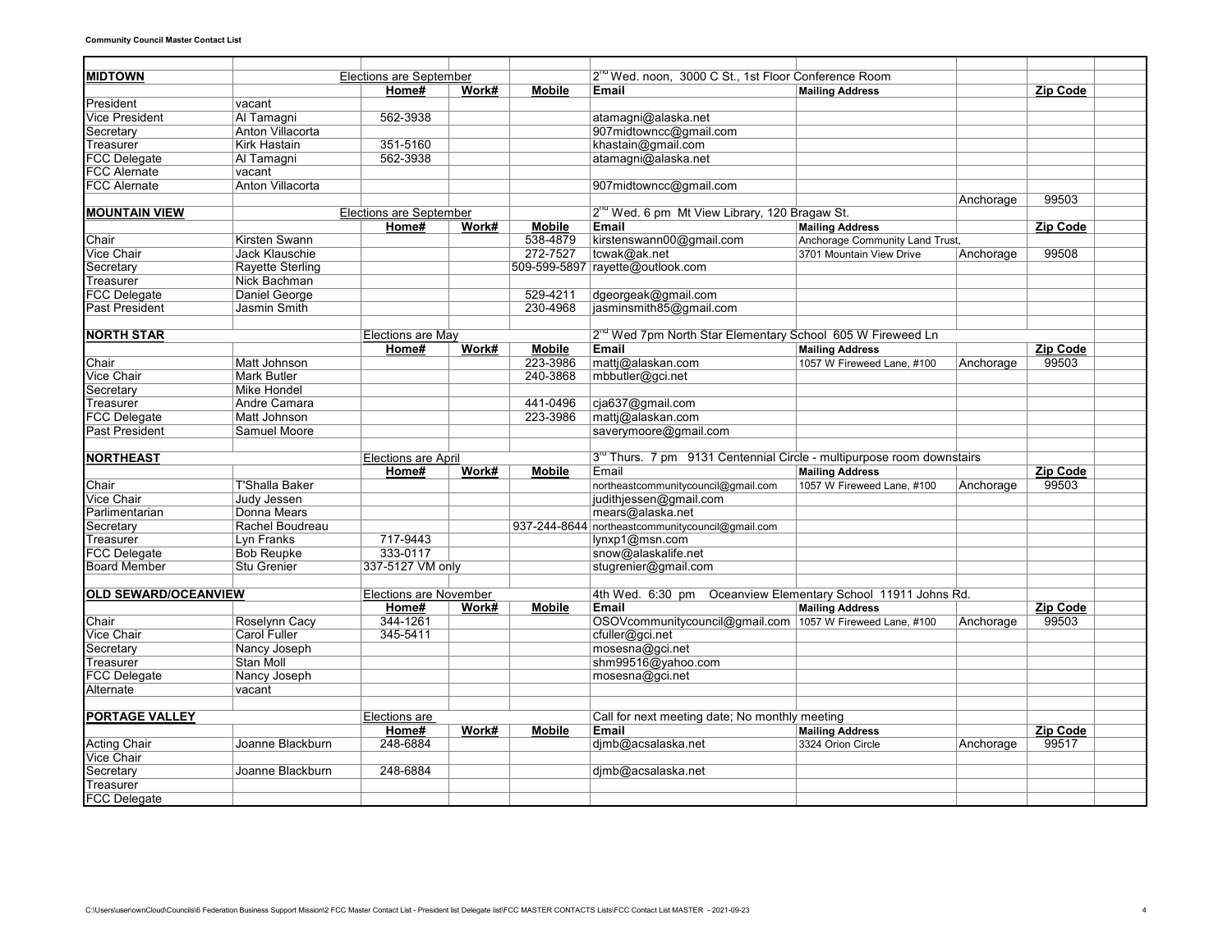**Community Council Master Contact List**

| | | | | | | | | |
|---|---|---|---|---|---|---|---|---|
| **MIDTOWN** | | Elections are September | | | 2[nd] Wed. noon, 3000 C St., 1st Floor Conference Room | | | |
| | | **Home#** | **Work#** | **Mobile** | **Email** | **Mailing Address** | | **Zip Code** |
| President | vacant | | | | | | | |
| Vice President | Al Tamagni | 562-3938 | | | atamagni@alaska.net | | | |
| Secretary | Anton Villacorta | | | | 907midtowncc@gmail.com | | | |
| Treasurer | Kirk Hastain | 351-5160 | | | khastain@gmail.com | | | |
| FCC Delegate | Al Tamagni | 562-3938 | | | atamagni@alaska.net | | | |
| FCC Alernate | vacant | | | | | | | |
| FCC Alernate | Anton Villacorta | | | | 907midtowncc@gmail.com | | | |
| | | | | | | | Anchorage | 99503 |
| **MOUNTAIN VIEW** | | Elections are September | | | 2[nd] Wed. 6 pm Mt View Library, 120 Bragaw St. | | | |
| | | **Home#** | **Work#** | **Mobile** | **Email** | **Mailing Address** | | **Zip Code** |
| Chair | Kirsten Swann | | | 538-4879 | kirstenswann00@gmail.com | Anchorage Community Land Trust, | | |
| Vice Chair | Jack Klauschie | | | 272-7527 | tcwak@ak.net | 3701 Mountain View Drive | Anchorage | 99508 |
| Secretary | Rayette Sterling | | | 509-599-5897 | rayette@outlook.com | | | |
| Treasurer | Nick Bachman | | | | | | | |
| FCC Delegate | Daniel George | | | 529-4211 | dgeorgeak@gmail.com | | | |
| Past President | Jasmin Smith | | | 230-4968 | jasminsmith85@gmail.com | | | |
| | | | | | | | | |
| **NORTH STAR** | | Elections are May | | | 2[nd] Wed 7pm North Star Elementary School 605 W Fireweed Ln | | | |
| | | **Home#** | **Work#** | **Mobile** | **Email** | **Mailing Address** | | **Zip Code** |
| Chair | Matt Johnson | | | 223-3986 | mattj@alaskan.com | 1057 W Fireweed Lane, #100 | Anchorage | 99503 |
| Vice Chair | Mark Butler | | | 240-3868 | mbbutler@gci.net | | | |
| Secretary | Mike Hondel | | | | | | | |
| Treasurer | Andre Camara | | | 441-0496 | cja637@gmail.com | | | |
| FCC Delegate | Matt Johnson | | | 223-3986 | mattj@alaskan.com | | | |
| Past President | Samuel Moore | | | | saverymoore@gmail.com | | | |
| | | | | | | | | |
| **NORTHEAST** | | Elections are April | | | 3[rd] Thurs. 7 pm 9131 Centennial Circle - multipurpose room downstairs | | | |
| | | **Home#** | **Work#** | **Mobile** | Email | **Mailing Address** | | **Zip Code** |
| Chair | T'Shalla Baker | | | | northeastcommunitycouncil@gmail.com | 1057 W Fireweed Lane, #100 | Anchorage | 99503 |
| Vice Chair | Judy Jessen | | | | judithjessen@gmail.com | | | |
| Parlimentarian | Donna Mears | | | | mears@alaska.net | | | |
| Secretary | Rachel Boudreau | | | 937-244-8644 | northeastcommunitycouncil@gmail.com | | | |
| Treasurer | Lyn Franks | 717-9443 | | | lynxp1@msn.com | | | |
| FCC Delegate | Bob Reupke | 333-0117 | | | snow@alaskalife.net | | | |
| Board Member | Stu Grenier | 337-5127 VM only | | | stugrenier@gmail.com | | | |
| | | | | | | | | |
| **OLD SEWARD/OCEANVIEW** | | Elections are November | | | 4th Wed. 6:30 pm Oceanview Elementary School 11911 Johns Rd. | | | |
| | | **Home#** | **Work#** | **Mobile** | **Email** | **Mailing Address** | | **Zip Code** |
| Chair | Roselynn Cacy | 344-1261 | | | OSOVcommunitycouncil@gmail.com | 1057 W Fireweed Lane, #100 | Anchorage | 99503 |
| Vice Chair | Carol Fuller | 345-5411 | | | cfuller@gci.net | | | |
| Secretary | Nancy Joseph | | | | mosesna@gci.net | | | |
| Treasurer | Stan Moll | | | | shm99516@yahoo.com | | | |
| FCC Delegate | Nancy Joseph | | | | mosesna@gci.net | | | |
| Alternate | vacant | | | | | | | |
| | | | | | | | | |
| **PORTAGE VALLEY** | | Elections are | | | Call for next meeting date; No monthly meeting | | | |
| | | **Home#** | **Work#** | **Mobile** | **Email** | **Mailing Address** | | **Zip Code** |
| Acting Chair | Joanne Blackburn | 248-6884 | | | djmb@acsalaska.net | 3324 Orion Circle | Anchorage | 99517 |
| Vice Chair | | | | | | | | |
| Secretary | Joanne Blackburn | 248-6884 | | | djmb@acsalaska.net | | | |
| Treasurer | | | | | | | | |
| FCC Delegate | | | | | | | | |

C:\Users\user\ownCloud\Councils\6 Federation Business Support Mission\2 FCC Master Contact List - President list Delegate list\FCC MASTER CONTACTS Lists\FCC Contact List MASTER - 2021-09-23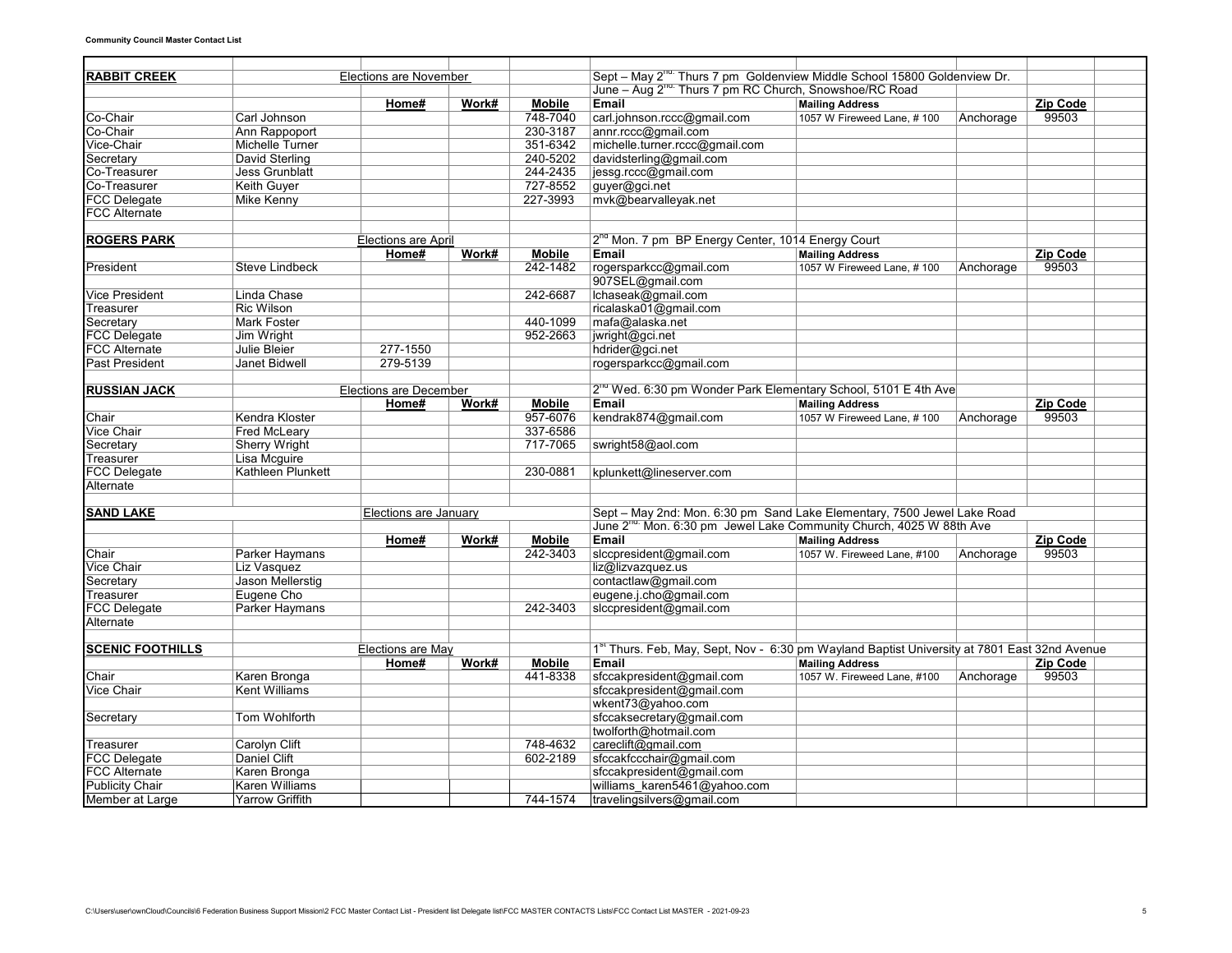**Community Council Master Contact List**

| | | | | | | | | | |
|---|---|---|---|---|---|---|---|---|---|
| **RABBIT CREEK** | | Elections are November | | | Sept – May 2nd Thurs 7 pm Goldenview Middle School 15800 Goldenview Dr. | | | | |
| | | | | | June – Aug 2nd Thurs 7 pm RC Church, Snowshoe/RC Road | | | | |
| | | **Home#** | **Work#** | **Mobile** | **Email** | **Mailing Address** | | **Zip Code** | |
| Co-Chair | Carl Johnson | | | 748-7040 | carl.johnson.rccc@gmail.com | 1057 W Fireweed Lane, # 100 | Anchorage | 99503 | |
| Co-Chair | Ann Rappoport | | | 230-3187 | annr.rccc@gmail.com | | | | |
| Vice-Chair | Michelle Turner | | | 351-6342 | michelle.turner.rccc@gmail.com | | | | |
| Secretary | David Sterling | | | 240-5202 | davidsterling@gmail.com | | | | |
| Co-Treasurer | Jess Grunblatt | | | 244-2435 | jessg.rccc@gmail.com | | | | |
| Co-Treasurer | Keith Guyer | | | 727-8552 | guyer@gci.net | | | | |
| FCC Delegate | Mike Kenny | | | 227-3993 | mvk@bearvalleyak.net | | | | |
| FCC Alternate | | | | | | | | | |
| | | | | | | | | | |
| **ROGERS PARK** | | Elections are April | | | 2nd Mon. 7 pm BP Energy Center, 1014 Energy Court | | | | |
| | | **Home#** | **Work#** | **Mobile** | **Email** | **Mailing Address** | | **Zip Code** | |
| President | Steve Lindbeck | | | 242-1482 | rogersparkcc@gmail.com | 1057 W Fireweed Lane, # 100 | Anchorage | 99503 | |
| | | | | | 907SEL@gmail.com | | | | |
| Vice President | Linda Chase | | | 242-6687 | lchaseak@gmail.com | | | | |
| Treasurer | Ric Wilson | | | | ricalaska01@gmail.com | | | | |
| Secretary | Mark Foster | | | 440-1099 | mafa@alaska.net | | | | |
| FCC Delegate | Jim Wright | | | 952-2663 | jwright@gci.net | | | | |
| FCC Alternate | Julie Bleier | 277-1550 | | | hdrider@gci.net | | | | |
| Past President | Janet Bidwell | 279-5139 | | | rogersparkcc@gmail.com | | | | |
| | | | | | | | | | |
| **RUSSIAN JACK** | | Elections are December | | | 2nd Wed. 6:30 pm Wonder Park Elementary School, 5101 E 4th Ave | | | | |
| | | **Home#** | **Work#** | **Mobile** | **Email** | **Mailing Address** | | **Zip Code** | |
| Chair | Kendra Kloster | | | 957-6076 | kendrak874@gmail.com | 1057 W Fireweed Lane, # 100 | Anchorage | 99503 | |
| Vice Chair | Fred McLeary | | | 337-6586 | | | | | |
| Secretary | Sherry Wright | | | 717-7065 | swright58@aol.com | | | | |
| Treasurer | Lisa Mcguire | | | | | | | | |
| FCC Delegate | Kathleen Plunkett | | | 230-0881 | kplunkett@lineserver.com | | | | |
| Alternate | | | | | | | | | |
| | | | | | | | | | |
| **SAND LAKE** | | Elections are January | | | Sept – May 2nd: Mon. 6:30 pm Sand Lake Elementary, 7500 Jewel Lake Road | | | | |
| | | | | | June 2nd Mon. 6:30 pm Jewel Lake Community Church, 4025 W 88th Ave | | | | |
| | | **Home#** | **Work#** | **Mobile** | **Email** | **Mailing Address** | | **Zip Code** | |
| Chair | Parker Haymans | | | 242-3403 | slccpresident@gmail.com | 1057 W. Fireweed Lane, #100 | Anchorage | 99503 | |
| Vice Chair | Liz Vasquez | | | | liz@lizvazquez.us | | | | |
| Secretary | Jason Mellerstig | | | | contactlaw@gmail.com | | | | |
| Treasurer | Eugene Cho | | | | eugene.j.cho@gmail.com | | | | |
| FCC Delegate | Parker Haymans | | | 242-3403 | slccpresident@gmail.com | | | | |
| Alternate | | | | | | | | | |
| | | | | | | | | | |
| **SCENIC FOOTHILLS** | | Elections are May | | | 1st Thurs. Feb, May, Sept, Nov - 6:30 pm Wayland Baptist University at 7801 East 32nd Avenue | | | | |
| | | **Home#** | **Work#** | **Mobile** | **Email** | **Mailing Address** | | **Zip Code** | |
| Chair | Karen Bronga | | | 441-8338 | sfccakpresident@gmail.com | 1057 W. Fireweed Lane, #100 | Anchorage | 99503 | |
| Vice Chair | Kent Williams | | | | sfccakpresident@gmail.com | | | | |
| | | | | | wkent73@yahoo.com | | | | |
| Secretary | Tom Wohlforth | | | | sfccaksecretary@gmail.com | | | | |
| | | | | | twolforth@hotmail.com | | | | |
| Treasurer | Carolyn Clift | | | 748-4632 | careclift@gmail.com | | | | |
| FCC Delegate | Daniel Clift | | | 602-2189 | sfccakfccchair@gmail.com | | | | |
| FCC Alternate | Karen Bronga | | | | sfccakpresident@gmail.com | | | | |
| Publicity Chair | Karen Williams | | | | williams_karen5461@yahoo.com | | | | |
| Member at Large | Yarrow Griffith | | | 744-1574 | travelingsilvers@gmail.com | | | | |

C:\Users\user\ownCloud\Councils\6 Federation Business Support Mission\2 FCC Master Contact List - President list Delegate list\FCC MASTER CONTACTS Lists\FCC Contact List MASTER - 2021-09-23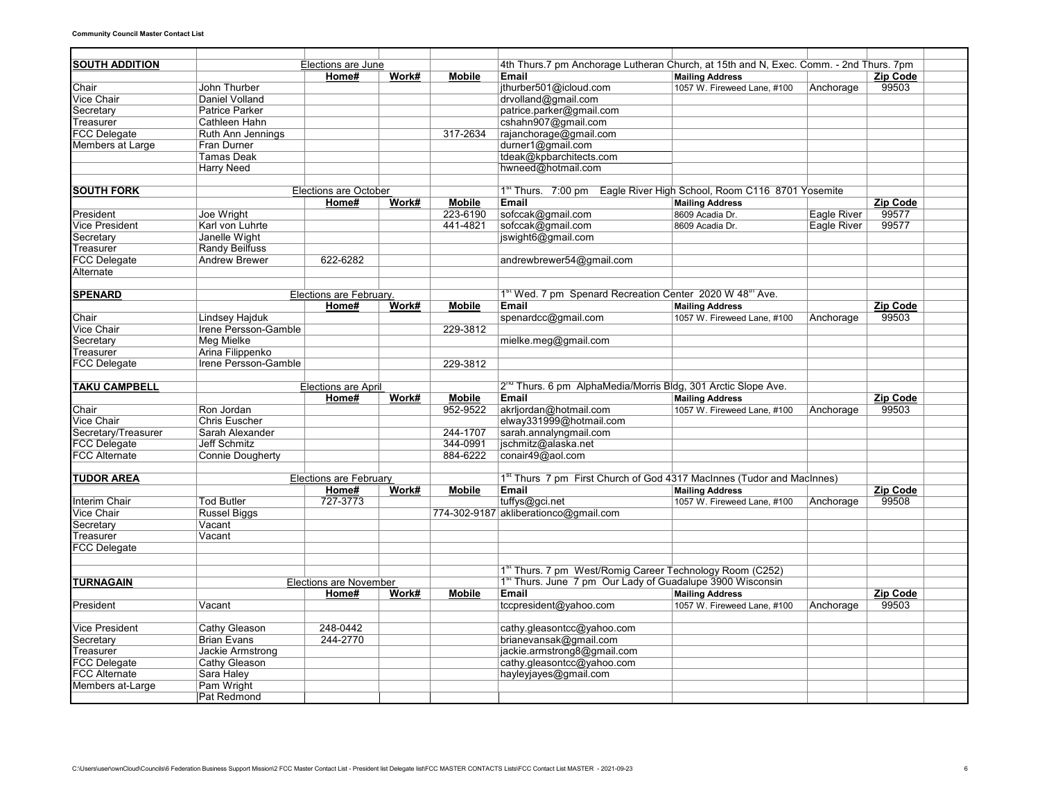**Community Council Master Contact List**

| | | | | | | | | |
|---|---|---|---|---|---|---|---|---|
| **SOUTH ADDITION** | | Elections are June | | | 4th Thurs.7 pm Anchorage Lutheran Church, at 15th and N, Exec. Comm. - 2nd Thurs. 7pm | | | |
| | | **Home#** | **Work#** | **Mobile** | **Email** | **Mailing Address** | | **Zip Code** |
| Chair | John Thurber | | | | jthurber501@icloud.com | 1057 W. Fireweed Lane, #100 | Anchorage | 99503 |
| Vice Chair | Daniel Volland | | | | drvolland@gmail.com | | | |
| Secretary | Patrice Parker | | | | patrice.parker@gmail.com | | | |
| Treasurer | Cathleen Hahn | | | | cshahn907@gmail.com | | | |
| FCC Delegate | Ruth Ann Jennings | | | 317-2634 | rajanchorage@gmail.com | | | |
| Members at Large | Fran Durner | | | | durner1@gmail.com | | | |
| | Tamas Deak | | | | tdeak@kpbarchitects.com | | | |
| | Harry Need | | | | hwneed@hotmail.com | | | |
| | | | | | | | | |
| **SOUTH FORK** | | Elections are October | | | 1st Thurs. 7:00 pm Eagle River High School, Room C116 8701 Yosemite | | | |
| | | **Home#** | **Work#** | **Mobile** | **Email** | **Mailing Address** | | **Zip Code** |
| President | Joe Wright | | | 223-6190 | sofccak@gmail.com | 8609 Acadia Dr. | Eagle River | 99577 |
| Vice President | Karl von Luhrte | | | 441-4821 | sofccak@gmail.com | 8609 Acadia Dr. | Eagle River | 99577 |
| Secretary | Janelle Wight | | | | jswight6@gmail.com | | | |
| Treasurer | Randy Beilfuss | | | | | | | |
| FCC Delegate | Andrew Brewer | 622-6282 | | | andrewbrewer54@gmail.com | | | |
| Alternate | | | | | | | | |
| | | | | | | | | |
| **SPENARD** | | Elections are February. | | | 1st Wed. 7 pm Spenard Recreation Center 2020 W 48th Ave. | | | |
| | | **Home#** | **Work#** | **Mobile** | **Email** | **Mailing Address** | | **Zip Code** |
| Chair | Lindsey Hajduk | | | | spenardcc@gmail.com | 1057 W. Fireweed Lane, #100 | Anchorage | 99503 |
| Vice Chair | Irene Persson-Gamble | | | 229-3812 | | | | |
| Secretary | Meg Mielke | | | | mielke.meg@gmail.com | | | |
| Treasurer | Arina Filippenko | | | | | | | |
| FCC Delegate | Irene Persson-Gamble | | | 229-3812 | | | | |
| | | | | | | | | |
| **TAKU CAMPBELL** | | Elections are April | | | 2nd Thurs. 6 pm AlphaMedia/Morris Bldg, 301 Arctic Slope Ave. | | | |
| | | **Home#** | **Work#** | **Mobile** | **Email** | **Mailing Address** | | **Zip Code** |
| Chair | Ron Jordan | | | 952-9522 | akrljordan@hotmail.com | 1057 W. Fireweed Lane, #100 | Anchorage | 99503 |
| Vice Chair | Chris Euscher | | | | elway331999@hotmail.com | | | |
| Secretary/Treasurer | Sarah Alexander | | | 244-1707 | sarah.annalyngmail.com | | | |
| FCC Delegate | Jeff Schmitz | | | 344-0991 | jschmitz@alaska.net | | | |
| FCC Alternate | Connie Dougherty | | | 884-6222 | conair49@aol.com | | | |
| | | | | | | | | |
| **TUDOR AREA** | | Elections are February | | | 1st Thurs 7 pm First Church of God 4317 MacInnes (Tudor and MacInnes) | | | |
| | | **Home#** | **Work#** | **Mobile** | **Email** | **Mailing Address** | | **Zip Code** |
| Interim Chair | Tod Butler | 727-3773 | | | tuffys@gci.net | 1057 W. Fireweed Lane, #100 | Anchorage | 99508 |
| Vice Chair | Russel Biggs | | | 774-302-9187 | akliberationco@gmail.com | | | |
| Secretary | Vacant | | | | | | | |
| Treasurer | Vacant | | | | | | | |
| FCC Delegate | | | | | | | | |
| | | | | | | | | |
| | | | | | 1st Thurs. 7 pm West/Romig Career Technology Room (C252) | | | |
| **TURNAGAIN** | | Elections are November | | | 1st Thurs. June 7 pm Our Lady of Guadalupe 3900 Wisconsin | | | |
| | | **Home#** | **Work#** | **Mobile** | **Email** | **Mailing Address** | | **Zip Code** |
| President | Vacant | | | | tccpresident@yahoo.com | 1057 W. Fireweed Lane, #100 | Anchorage | 99503 |
| | | | | | | | | |
| Vice President | Cathy Gleason | 248-0442 | | | cathy.gleasontcc@yahoo.com | | | |
| Secretary | Brian Evans | 244-2770 | | | brianevansak@gmail.com | | | |
| Treasurer | Jackie Armstrong | | | | jackie.armstrong8@gmail.com | | | |
| FCC Delegate | Cathy Gleason | | | | cathy.gleasontcc@yahoo.com | | | |
| FCC Alternate | Sara Haley | | | | hayleyjayes@gmail.com | | | |
| Members at-Large | Pam Wright | | | | | | | |
| | Pat Redmond | | | | | | | |

C:\Users\user\ownCloud\Councils\6 Federation Business Support Mission\2 FCC Master Contact List - President list Delegate list\FCC MASTER CONTACTS Lists\FCC Contact List MASTER - 2021-09-23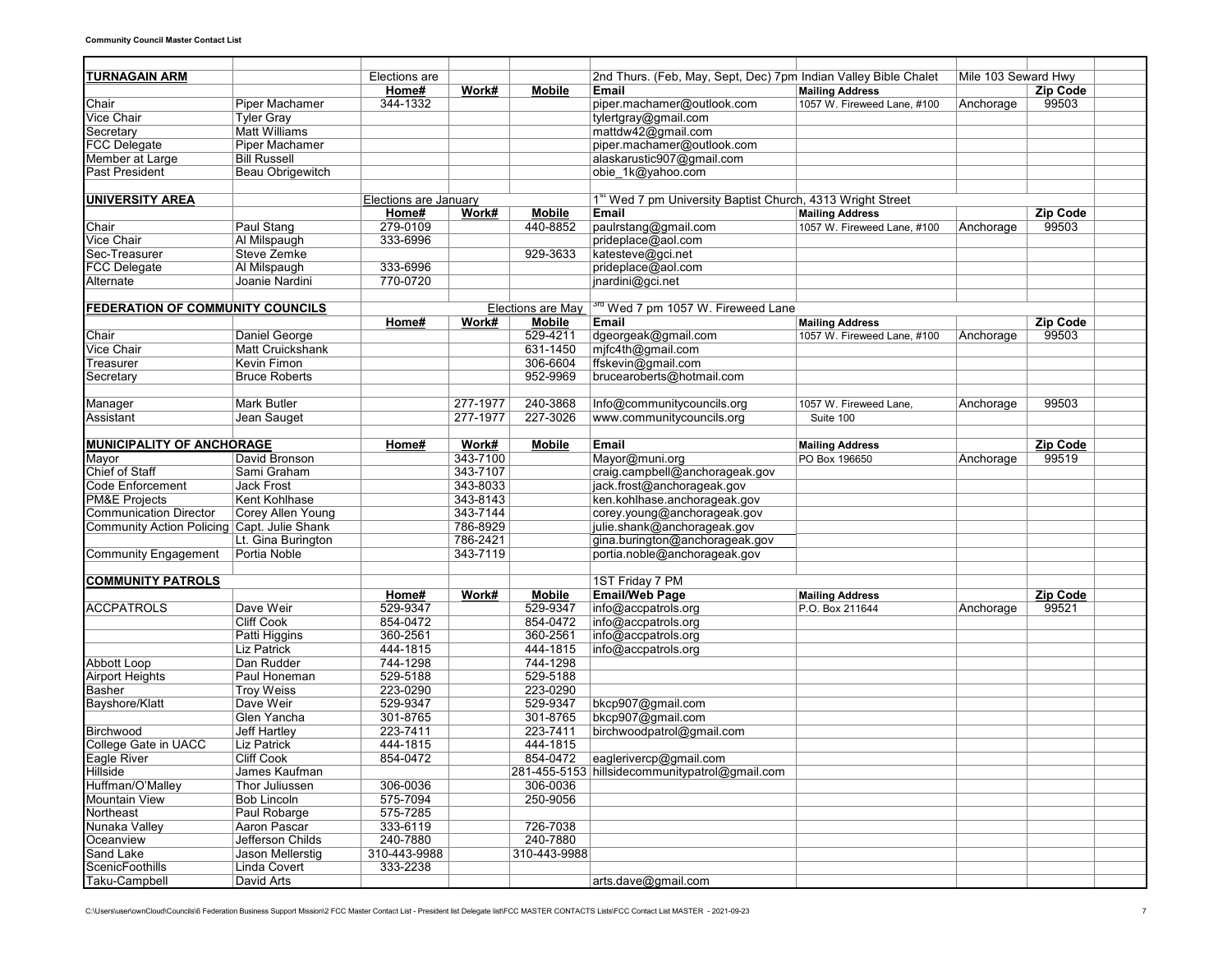**Community Council Master Contact List**

| | | | | | | | | |
|---|---|---|---|---|---|---|---|---|
| **TURNAGAIN ARM** | | Elections are | | | 2nd Thurs. (Feb, May, Sept, Dec) 7pm Indian Valley Bible Chalet | | Mile 103 Seward Hwy | |
| | | **Home#** | **Work#** | **Mobile** | **Email** | **Mailing Address** | | **Zip Code** |
| Chair | Piper Machamer | 344-1332 | | | piper.machamer@outlook.com | 1057 W. Fireweed Lane, #100 | Anchorage | 99503 |
| Vice Chair | Tyler Gray | | | | tylertgray@gmail.com | | | |
| Secretary | Matt Williams | | | | mattdw42@gmail.com | | | |
| FCC Delegate | Piper Machamer | | | | piper.machamer@outlook.com | | | |
| Member at Large | Bill Russell | | | | alaskarustic907@gmail.com | | | |
| Past President | Beau Obrigewitch | | | | obie_1k@yahoo.com | | | |
| | | | | | | | | |
| **UNIVERSITY AREA** | | Elections are January | | | 1st Wed 7 pm University Baptist Church, 4313 Wright Street | | | |
| | | **Home#** | **Work#** | **Mobile** | **Email** | **Mailing Address** | | **Zip Code** |
| Chair | Paul Stang | 279-0109 | | 440-8852 | paulrstang@gmail.com | 1057 W. Fireweed Lane, #100 | Anchorage | 99503 |
| Vice Chair | Al Milspaugh | 333-6996 | | | prideplace@aol.com | | | |
| Sec-Treasurer | Steve Zemke | | | 929-3633 | katesteve@gci.net | | | |
| FCC Delegate | Al Milspaugh | 333-6996 | | | prideplace@aol.com | | | |
| Alternate | Joanie Nardini | 770-0720 | | | jnardini@gci.net | | | |
| | | | | | | | | |
| **FEDERATION OF COMMUNITY COUNCILS** | | | | Elections are May | 3rd Wed 7 pm 1057 W. Fireweed Lane | | | |
| | | **Home#** | **Work#** | **Mobile** | **Email** | **Mailing Address** | | **Zip Code** |
| Chair | Daniel George | | | 529-4211 | dgeorgeak@gmail.com | 1057 W. Fireweed Lane, #100 | Anchorage | 99503 |
| Vice Chair | Matt Cruickshank | | | 631-1450 | mjfc4th@gmail.com | | | |
| Treasurer | Kevin Fimon | | | 306-6604 | ffskevin@gmail.com | | | |
| Secretary | Bruce Roberts | | | 952-9969 | brucearoberts@hotmail.com | | | |
| | | | | | | | | |
| Manager | Mark Butler | | 277-1977 | 240-3868 | Info@communitycouncils.org | 1057 W. Fireweed Lane, | Anchorage | 99503 |
| Assistant | Jean Sauget | | 277-1977 | 227-3026 | www.communitycouncils.org | Suite 100 | | |
| | | | | | | | | |
| **MUNICIPALITY OF ANCHORAGE** | | **Home#** | **Work#** | **Mobile** | **Email** | **Mailing Address** | | **Zip Code** |
| Mayor | David Bronson | | 343-7100 | | Mayor@muni.org | PO Box 196650 | Anchorage | 99519 |
| Chief of Staff | Sami Graham | | 343-7107 | | craig.campbell@anchorageak.gov | | | |
| Code Enforcement | Jack Frost | | 343-8033 | | jack.frost@anchorageak.gov | | | |
| PM&E Projects | Kent Kohlhase | | 343-8143 | | ken.kohlhase.anchorageak.gov | | | |
| Communication Director | Corey Allen Young | | 343-7144 | | corey.young@anchorageak.gov | | | |
| Community Action Policing | Capt. Julie Shank | | 786-8929 | | julie.shank@anchorageak.gov | | | |
| | Lt. Gina Burington | | 786-2421 | | gina.burington@anchorageak.gov | | | |
| Community Engagement | Portia Noble | | 343-7119 | | portia.noble@anchorageak.gov | | | |
| | | | | | | | | |
| **COMMUNITY PATROLS** | | | | | 1ST Friday 7 PM | | | |
| | | **Home#** | **Work#** | **Mobile** | **Email/Web Page** | **Mailing Address** | | **Zip Code** |
| ACCPATROLS | Dave Weir | 529-9347 | | 529-9347 | info@accpatrols.org | P.O. Box 211644 | Anchorage | 99521 |
| | Cliff Cook | 854-0472 | | 854-0472 | info@accpatrols.org | | | |
| | Patti Higgins | 360-2561 | | 360-2561 | info@accpatrols.org | | | |
| | Liz Patrick | 444-1815 | | 444-1815 | info@accpatrols.org | | | |
| Abbott Loop | Dan Rudder | 744-1298 | | 744-1298 | | | | |
| Airport Heights | Paul Honeman | 529-5188 | | 529-5188 | | | | |
| Basher | Troy Weiss | 223-0290 | | 223-0290 | | | | |
| Bayshore/Klatt | Dave Weir | 529-9347 | | 529-9347 | bkcp907@gmail.com | | | |
| | Glen Yancha | 301-8765 | | 301-8765 | bkcp907@gmail.com | | | |
| Birchwood | Jeff Hartley | 223-7411 | | 223-7411 | birchwoodpatrol@gmail.com | | | |
| College Gate in UACC | Liz Patrick | 444-1815 | | 444-1815 | | | | |
| Eagle River | Cliff Cook | 854-0472 | | 854-0472 | eaglerivercp@gmail.com | | | |
| Hillside | James Kaufman | | | 281-455-5153 | hillsidecommunitypatrol@gmail.com | | | |
| Huffman/O'Malley | Thor Juliussen | 306-0036 | | 306-0036 | | | | |
| Mountain View | Bob Lincoln | 575-7094 | | 250-9056 | | | | |
| Northeast | Paul Robarge | 575-7285 | | | | | | |
| Nunaka Valley | Aaron Pascar | 333-6119 | | 726-7038 | | | | |
| Oceanview | Jefferson Childs | 240-7880 | | 240-7880 | | | | |
| Sand Lake | Jason Mellerstig | 310-443-9988 | | 310-443-9988 | | | | |
| ScenicFoothills | Linda Covert | 333-2238 | | | | | | |
| Taku-Campbell | David Arts | | | | arts.dave@gmail.com | | | |

C:\Users\user\ownCloud\Councils\6 Federation Business Support Mission\2 FCC Master Contact List - President list Delegate list\FCC MASTER CONTACTS Lists\FCC Contact List MASTER - 2021-09-23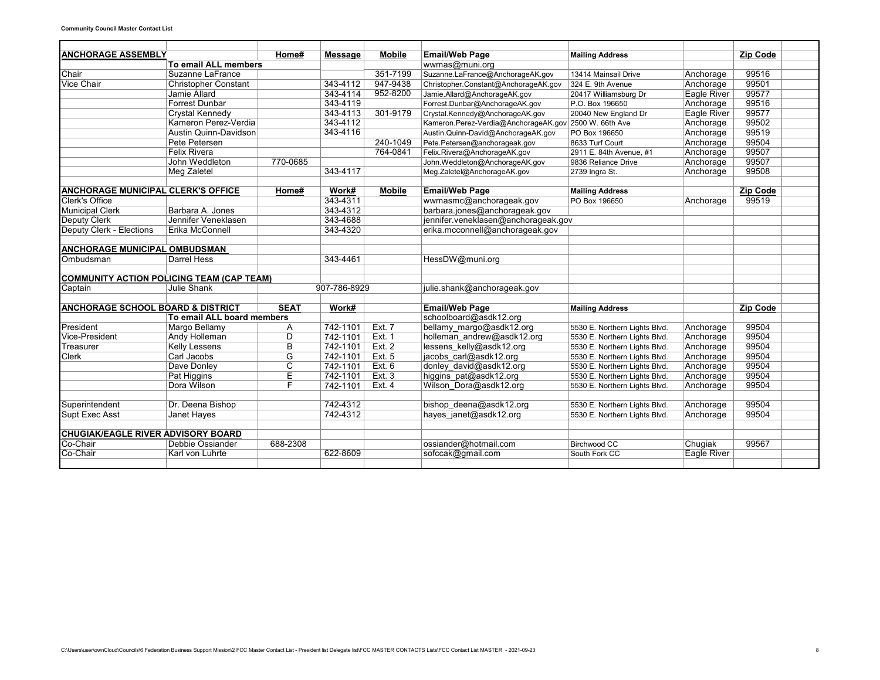**Community Council Master Contact List**

| | | | | | | | | | |
|---|---|---|---|---|---|---|---|---|---|
| **ANCHORAGE ASSEMBLY** | | **Home#** | **Message** | **Mobile** | **Email/Web Page** | **Mailing Address** | | **Zip Code** | |
| | **To email ALL members** | | | | wwmas@muni.org | | | | |
| Chair | Suzanne LaFrance | | | 351-7199 | Suzanne.LaFrance@AnchorageAK.gov | 13414 Mainsail Drive | Anchorage | 99516 | |
| Vice Chair | Christopher Constant | | 343-4112 | 947-9438 | Christopher.Constant@AnchorageAK.gov | 324 E. 9th Avenue | Anchorage | 99501 | |
| | Jamie Allard | | 343-4114 | 952-8200 | Jamie.Allard@AnchorageAK.gov | 20417 Williamsburg Dr | Eagle River | 99577 | |
| | Forrest Dunbar | | 343-4119 | | Forrest.Dunbar@AnchorageAK.gov | P.O. Box 196650 | Anchorage | 99516 | |
| | Crystal Kennedy | | 343-4113 | 301-9179 | Crystal.Kennedy@AnchorageAK.gov | 20040 New England Dr | Eagle River | 99577 | |
| | Kameron Perez-Verdia | | 343-4112 | | Kameron.Perez-Verdia@AnchorageAK.gov | 2500 W. 66th Ave | Anchorage | 99502 | |
| | Austin Quinn-Davidson | | 343-4116 | | Austin.Quinn-David@AnchorageAK.gov | PO Box 196650 | Anchorage | 99519 | |
| | Pete Petersen | | | 240-1049 | Pete.Petersen@anchorageak.gov | 8633 Turf Court | Anchorage | 99504 | |
| | Felix Rivera | | | 764-0841 | Felix.Rivera@AnchorageAK.gov | 2911 E. 84th Avenue, #1 | Anchorage | 99507 | |
| | John Weddleton | 770-0685 | | | John.Weddleton@AnchorageAK.gov | 9836 Reliance Drive | Anchorage | 99507 | |
| | Meg Zaletel | | 343-4117 | | Meg.Zaletel@AnchorageAK.gov | 2739 Ingra St. | Anchorage | 99508 | |
| | | | | | | | | | |
| **ANCHORAGE MUNICIPAL CLERK'S OFFICE** | | **Home#** | **Work#** | **Mobile** | **Email/Web Page** | **Mailing Address** | | **Zip Code** | |
| Clerk's Office | | | 343-4311 | | wwmasmc@anchorageak.gov | PO Box 196650 | Anchorage | 99519 | |
| Municipal Clerk | Barbara A. Jones | | 343-4312 | | barbara.jones@anchorageak.gov | | | | |
| Deputy Clerk | Jennifer Veneklasen | | 343-4688 | | jennifer.veneklasen@anchorageak.gov | | | | |
| Deputy Clerk - Elections | Erika McConnell | | 343-4320 | | erika.mcconnell@anchorageak.gov | | | | |
| | | | | | | | | | |
| **ANCHORAGE MUNICIPAL OMBUDSMAN** | | | | | | | | | |
| Ombudsman | Darrel Hess | | 343-4461 | | HessDW@muni.org | | | | |
| | | | | | | | | | |
| **COMMUNITY ACTION POLICING TEAM (CAP TEAM)** | | | | | | | | | |
| Captain | Julie Shank | | 907-786-8929 | | julie.shank@anchorageak.gov | | | | |
| | | | | | | | | | |
| **ANCHORAGE SCHOOL BOARD & DISTRICT** | | **SEAT** | **Work#** | | **Email/Web Page** | **Mailing Address** | | **Zip Code** | |
| | **To email ALL board members** | | | | schoolboard@asdk12.org | | | | |
| President | Margo Bellamy | A | 742-1101 | Ext. 7 | bellamy_margo@asdk12.org | 5530 E. Northern Lights Blvd. | Anchorage | 99504 | |
| Vice-President | Andy Holleman | D | 742-1101 | Ext. 1 | holleman_andrew@asdk12.org | 5530 E. Northern Lights Blvd. | Anchorage | 99504 | |
| Treasurer | Kelly Lessens | B | 742-1101 | Ext. 2 | lessens_kelly@asdk12.org | 5530 E. Northern Lights Blvd. | Anchorage | 99504 | |
| Clerk | Carl Jacobs | G | 742-1101 | Ext. 5 | jacobs_carl@asdk12.org | 5530 E. Northern Lights Blvd. | Anchorage | 99504 | |
| | Dave Donley | C | 742-1101 | Ext. 6 | donley_david@asdk12.org | 5530 E. Northern Lights Blvd. | Anchorage | 99504 | |
| | Pat Higgins | E | 742-1101 | Ext. 3 | higgins_pat@asdk12.org | 5530 E. Northern Lights Blvd. | Anchorage | 99504 | |
| | Dora Wilson | F | 742-1101 | Ext. 4 | Wilson_Dora@asdk12.org | 5530 E. Northern Lights Blvd. | Anchorage | 99504 | |
| | | | | | | | | | |
| Superintendent | Dr. Deena Bishop | | 742-4312 | | bishop_deena@asdk12.org | 5530 E. Northern Lights Blvd. | Anchorage | 99504 | |
| Supt Exec Asst | Janet Hayes | | 742-4312 | | hayes_janet@asdk12.org | 5530 E. Northern Lights Blvd. | Anchorage | 99504 | |
| | | | | | | | | | |
| **CHUGIAK/EAGLE RIVER ADVISORY BOARD** | | | | | | | | | |
| Co-Chair | Debbie Ossiander | 688-2308 | | | ossiander@hotmail.com | Birchwood CC | Chugiak | 99567 | |
| Co-Chair | Karl von Luhrte | | 622-8609 | | sofccak@gmail.com | South Fork CC | Eagle River | | |

C:\Users\user\ownCloud\Councils\6 Federation Business Support Mission\2 FCC Master Contact List - President list Delegate list\FCC MASTER CONTACTS Lists\FCC Contact List MASTER - 2021-09-23